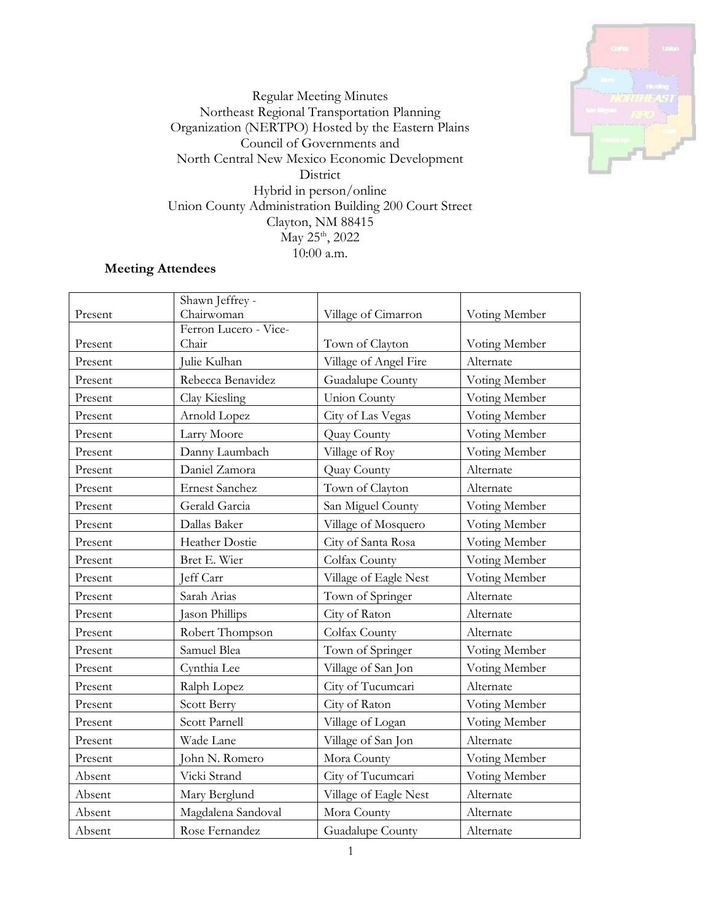Regular Meeting Minutes
Northeast Regional Transportation Planning Organization (NERTPO) Hosted by the Eastern Plains Council of Governments and North Central New Mexico Economic Development District
Hybrid in person/online
Union County Administration Building 200 Court Street
Clayton, NM 88415
May 25th, 2022
10:00 a.m.

**Meeting Attendees**

| | | | |
|---|---|---|---|
| Present | Shawn Jeffrey - Chairwoman | Village of Cimarron | Voting Member |
| Present | Ferron Lucero - Vice-Chair | Town of Clayton | Voting Member |
| Present | Julie Kulhan | Village of Angel Fire | Alternate |
| Present | Rebecca Benavidez | Guadalupe County | Voting Member |
| Present | Clay Kiesling | Union County | Voting Member |
| Present | Arnold Lopez | City of Las Vegas | Voting Member |
| Present | Larry Moore | Quay County | Voting Member |
| Present | Danny Laumbach | Village of Roy | Voting Member |
| Present | Daniel Zamora | Quay County | Alternate |
| Present | Ernest Sanchez | Town of Clayton | Alternate |
| Present | Gerald Garcia | San Miguel County | Voting Member |
| Present | Dallas Baker | Village of Mosquero | Voting Member |
| Present | Heather Dostie | City of Santa Rosa | Voting Member |
| Present | Bret E. Wier | Colfax County | Voting Member |
| Present | Jeff Carr | Village of Eagle Nest | Voting Member |
| Present | Sarah Arias | Town of Springer | Alternate |
| Present | Jason Phillips | City of Raton | Alternate |
| Present | Robert Thompson | Colfax County | Alternate |
| Present | Samuel Blea | Town of Springer | Voting Member |
| Present | Cynthia Lee | Village of San Jon | Voting Member |
| Present | Ralph Lopez | City of Tucumcari | Alternate |
| Present | Scott Berry | City of Raton | Voting Member |
| Present | Scott Parnell | Village of Logan | Voting Member |
| Present | Wade Lane | Village of San Jon | Alternate |
| Present | John N. Romero | Mora County | Voting Member |
| Absent | Vicki Strand | City of Tucumcari | Voting Member |
| Absent | Mary Berglund | Village of Eagle Nest | Alternate |
| Absent | Magdalena Sandoval | Mora County | Alternate |
| Absent | Rose Fernandez | Guadalupe County | Alternate |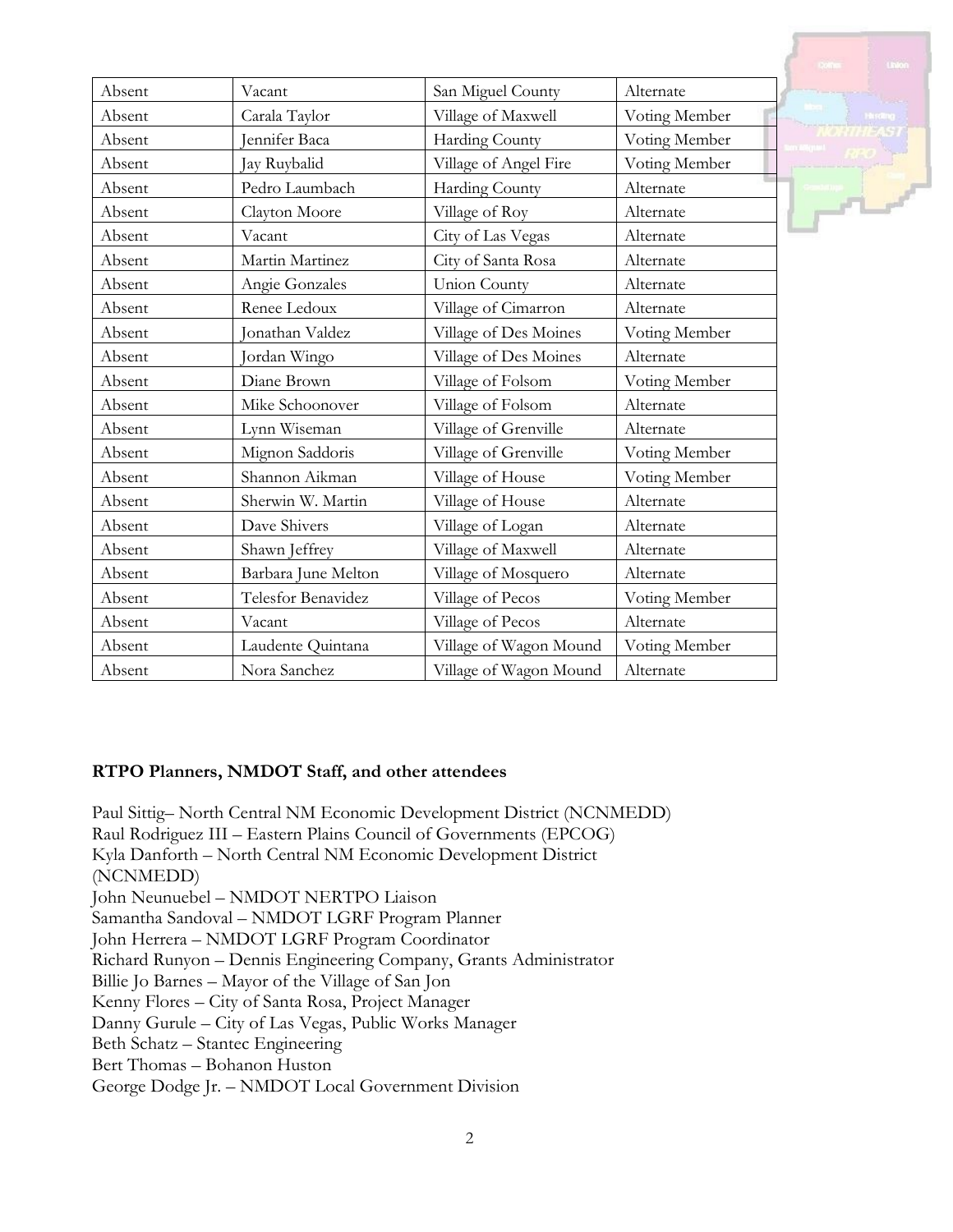| Absent | Vacant | San Miguel County | Alternate |
|---|---|---|---|
| Absent | Carala Taylor | Village of Maxwell | Voting Member |
| Absent | Jennifer Baca | Harding County | Voting Member |
| Absent | Jay Ruybalid | Village of Angel Fire | Voting Member |
| Absent | Pedro Laumbach | Harding County | Alternate |
| Absent | Clayton Moore | Village of Roy | Alternate |
| Absent | Vacant | City of Las Vegas | Alternate |
| Absent | Martin Martinez | City of Santa Rosa | Alternate |
| Absent | Angie Gonzales | Union County | Alternate |
| Absent | Renee Ledoux | Village of Cimarron | Alternate |
| Absent | Jonathan Valdez | Village of Des Moines | Voting Member |
| Absent | Jordan Wingo | Village of Des Moines | Alternate |
| Absent | Diane Brown | Village of Folsom | Voting Member |
| Absent | Mike Schoonover | Village of Folsom | Alternate |
| Absent | Lynn Wiseman | Village of Grenville | Alternate |
| Absent | Mignon Saddoris | Village of Grenville | Voting Member |
| Absent | Shannon Aikman | Village of House | Voting Member |
| Absent | Sherwin W. Martin | Village of House | Alternate |
| Absent | Dave Shivers | Village of Logan | Alternate |
| Absent | Shawn Jeffrey | Village of Maxwell | Alternate |
| Absent | Barbara June Melton | Village of Mosquero | Alternate |
| Absent | Telesfor Benavidez | Village of Pecos | Voting Member |
| Absent | Vacant | Village of Pecos | Alternate |
| Absent | Laudente Quintana | Village of Wagon Mound | Voting Member |
| Absent | Nora Sanchez | Village of Wagon Mound | Alternate |

**RTPO Planners, NMDOT Staff, and other attendees**

Paul Sittig– North Central NM Economic Development District (NCNMEDD)
Raul Rodriguez III – Eastern Plains Council of Governments (EPCOG)
Kyla Danforth – North Central NM Economic Development District (NCNMEDD)
John Neunuebel – NMDOT NERTPO Liaison
Samantha Sandoval – NMDOT LGRF Program Planner
John Herrera – NMDOT LGRF Program Coordinator
Richard Runyon – Dennis Engineering Company, Grants Administrator
Billie Jo Barnes – Mayor of the Village of San Jon
Kenny Flores – City of Santa Rosa, Project Manager
Danny Gurule – City of Las Vegas, Public Works Manager
Beth Schatz – Stantec Engineering
Bert Thomas – Bohanon Huston
George Dodge Jr. – NMDOT Local Government Division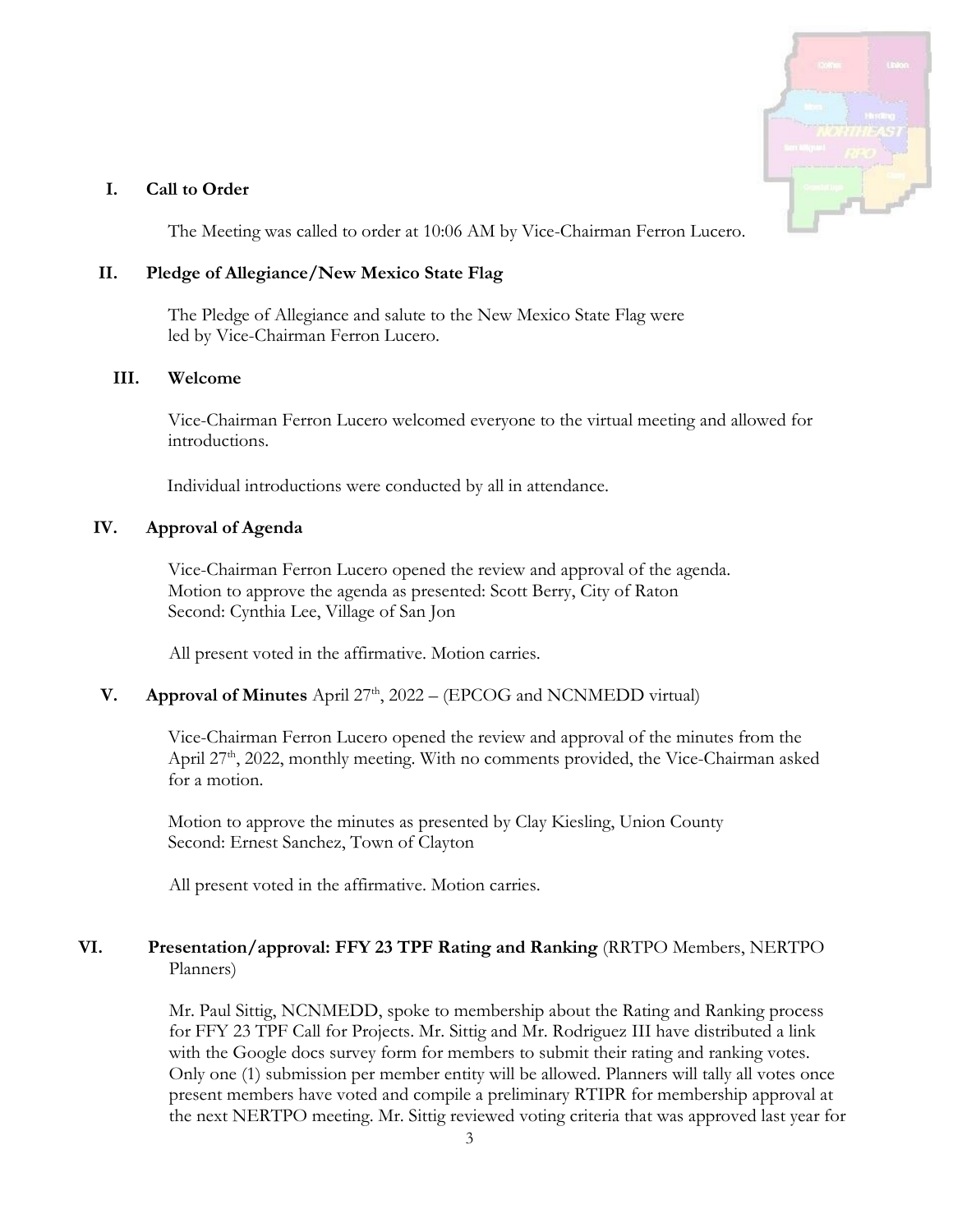## I. Call to Order

The Meeting was called to order at 10:06 AM by Vice-Chairman Ferron Lucero.

## II. Pledge of Allegiance/New Mexico State Flag

The Pledge of Allegiance and salute to the New Mexico State Flag were led by Vice-Chairman Ferron Lucero.

## III. Welcome

Vice-Chairman Ferron Lucero welcomed everyone to the virtual meeting and allowed for introductions.

Individual introductions were conducted by all in attendance.

## IV. Approval of Agenda

Vice-Chairman Ferron Lucero opened the review and approval of the agenda.
Motion to approve the agenda as presented: Scott Berry, City of Raton
Second: Cynthia Lee, Village of San Jon

All present voted in the affirmative. Motion carries.

## V. Approval of Minutes April 27th, 2022 – (EPCOG and NCNMEDD virtual)

Vice-Chairman Ferron Lucero opened the review and approval of the minutes from the April 27th, 2022, monthly meeting. With no comments provided, the Vice-Chairman asked for a motion.

Motion to approve the minutes as presented by Clay Kiesling, Union County
Second: Ernest Sanchez, Town of Clayton

All present voted in the affirmative. Motion carries.

## VI. Presentation/approval: FFY 23 TPF Rating and Ranking (RRTPO Members, NERTPO Planners)

Mr. Paul Sittig, NCNMEDD, spoke to membership about the Rating and Ranking process for FFY 23 TPF Call for Projects. Mr. Sittig and Mr. Rodriguez III have distributed a link with the Google docs survey form for members to submit their rating and ranking votes. Only one (1) submission per member entity will be allowed. Planners will tally all votes once present members have voted and compile a preliminary RTIPR for membership approval at the next NERTPO meeting. Mr. Sittig reviewed voting criteria that was approved last year for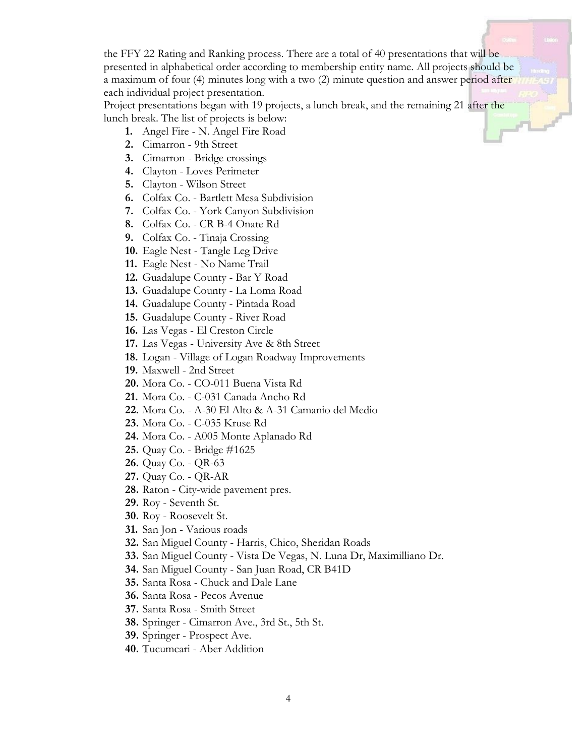the FFY 22 Rating and Ranking process. There are a total of 40 presentations that will be presented in alphabetical order according to membership entity name. All projects should be a maximum of four (4) minutes long with a two (2) minute question and answer period after each individual project presentation.

Project presentations began with 19 projects, a lunch break, and the remaining 21 after the lunch break. The list of projects is below:

1. Angel Fire - N. Angel Fire Road
2. Cimarron - 9th Street
3. Cimarron - Bridge crossings
4. Clayton - Loves Perimeter
5. Clayton - Wilson Street
6. Colfax Co. - Bartlett Mesa Subdivision
7. Colfax Co. - York Canyon Subdivision
8. Colfax Co. - CR B-4 Onate Rd
9. Colfax Co. - Tinaja Crossing
10. Eagle Nest - Tangle Leg Drive
11. Eagle Nest - No Name Trail
12. Guadalupe County - Bar Y Road
13. Guadalupe County - La Loma Road
14. Guadalupe County - Pintada Road
15. Guadalupe County - River Road
16. Las Vegas - El Creston Circle
17. Las Vegas - University Ave & 8th Street
18. Logan - Village of Logan Roadway Improvements
19. Maxwell - 2nd Street
20. Mora Co. - CO-011 Buena Vista Rd
21. Mora Co. - C-031 Canada Ancho Rd
22. Mora Co. - A-30 El Alto & A-31 Camanio del Medio
23. Mora Co. - C-035 Kruse Rd
24. Mora Co. - A005 Monte Aplanado Rd
25. Quay Co. - Bridge #1625
26. Quay Co. - QR-63
27. Quay Co. - QR-AR
28. Raton - City-wide pavement pres.
29. Roy - Seventh St.
30. Roy - Roosevelt St.
31. San Jon - Various roads
32. San Miguel County - Harris, Chico, Sheridan Roads
33. San Miguel County - Vista De Vegas, N. Luna Dr, Maximilliano Dr.
34. San Miguel County - San Juan Road, CR B41D
35. Santa Rosa - Chuck and Dale Lane
36. Santa Rosa - Pecos Avenue
37. Santa Rosa - Smith Street
38. Springer - Cimarron Ave., 3rd St., 5th St.
39. Springer - Prospect Ave.
40. Tucumcari - Aber Addition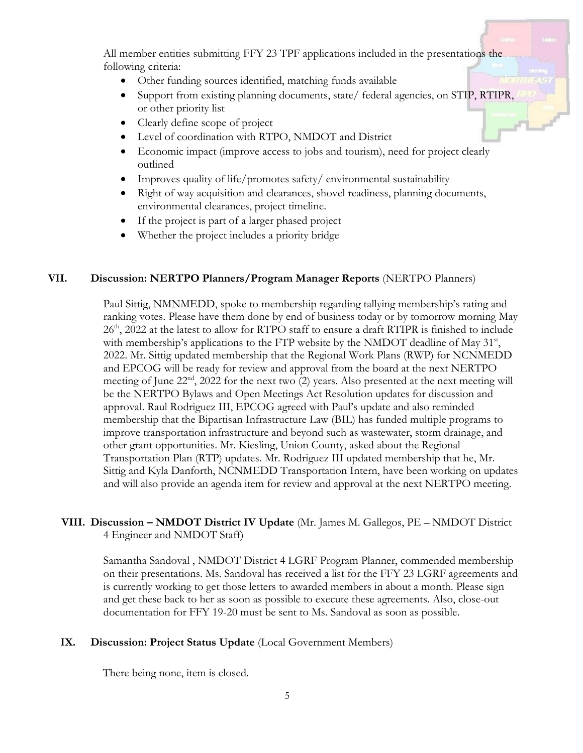All member entities submitting FFY 23 TPF applications included in the presentations the following criteria:

- Other funding sources identified, matching funds available
- Support from existing planning documents, state/ federal agencies, on STIP, RTIPR, or other priority list
- Clearly define scope of project
- Level of coordination with RTPO, NMDOT and District
- Economic impact (improve access to jobs and tourism), need for project clearly outlined
- Improves quality of life/promotes safety/ environmental sustainability
- Right of way acquisition and clearances, shovel readiness, planning documents, environmental clearances, project timeline.
- If the project is part of a larger phased project
- Whether the project includes a priority bridge

## VII. Discussion: NERTPO Planners/Program Manager Reports (NERTPO Planners)

Paul Sittig, NMNMEDD, spoke to membership regarding tallying membership's rating and ranking votes. Please have them done by end of business today or by tomorrow morning May 26th, 2022 at the latest to allow for RTPO staff to ensure a draft RTIPR is finished to include with membership's applications to the FTP website by the NMDOT deadline of May 31st, 2022. Mr. Sittig updated membership that the Regional Work Plans (RWP) for NCNMEDD and EPCOG will be ready for review and approval from the board at the next NERTPO meeting of June 22nd, 2022 for the next two (2) years. Also presented at the next meeting will be the NERTPO Bylaws and Open Meetings Act Resolution updates for discussion and approval. Raul Rodriguez III, EPCOG agreed with Paul's update and also reminded membership that the Bipartisan Infrastructure Law (BIL) has funded multiple programs to improve transportation infrastructure and beyond such as wastewater, storm drainage, and other grant opportunities. Mr. Kiesling, Union County, asked about the Regional Transportation Plan (RTP) updates. Mr. Rodriguez III updated membership that he, Mr. Sittig and Kyla Danforth, NCNMEDD Transportation Intern, have been working on updates and will also provide an agenda item for review and approval at the next NERTPO meeting.

## VIII. Discussion – NMDOT District IV Update (Mr. James M. Gallegos, PE – NMDOT District 4 Engineer and NMDOT Staff)

Samantha Sandoval , NMDOT District 4 LGRF Program Planner, commended membership on their presentations. Ms. Sandoval has received a list for the FFY 23 LGRF agreements and is currently working to get those letters to awarded members in about a month. Please sign and get these back to her as soon as possible to execute these agreements. Also, close-out documentation for FFY 19-20 must be sent to Ms. Sandoval as soon as possible.

## IX. Discussion: Project Status Update (Local Government Members)

There being none, item is closed.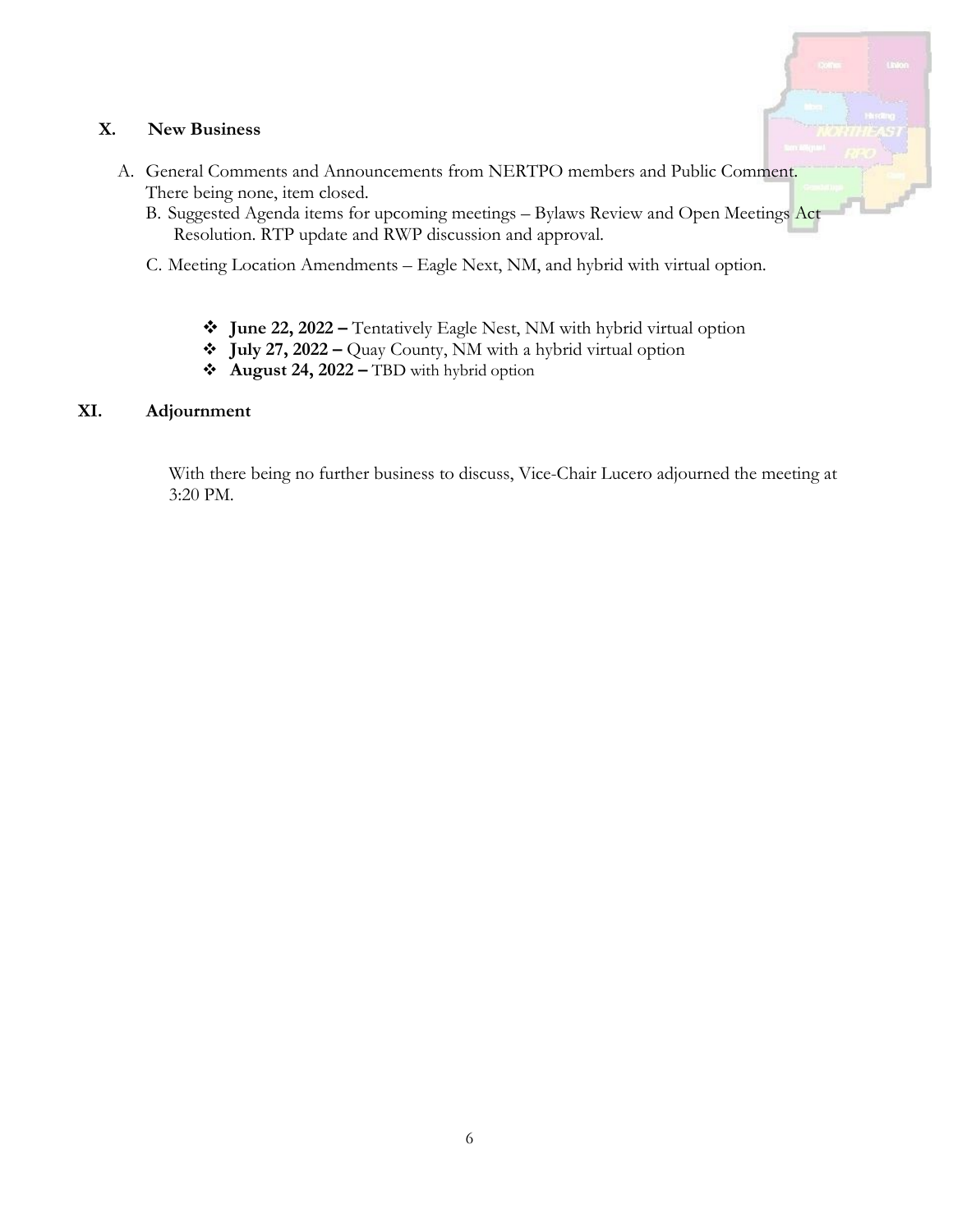## X. New Business

A. General Comments and Announcements from NERTPO members and Public Comment. There being none, item closed.

B. Suggested Agenda items for upcoming meetings – Bylaws Review and Open Meetings Act Resolution. RTP update and RWP discussion and approval.

C. Meeting Location Amendments – Eagle Next, NM, and hybrid with virtual option.

- **June 22, 2022 –** Tentatively Eagle Nest, NM with hybrid virtual option
- **July 27, 2022 –** Quay County, NM with a hybrid virtual option
- **August 24, 2022 –** TBD with hybrid option

## XI. Adjournment

With there being no further business to discuss, Vice-Chair Lucero adjourned the meeting at 3:20 PM.